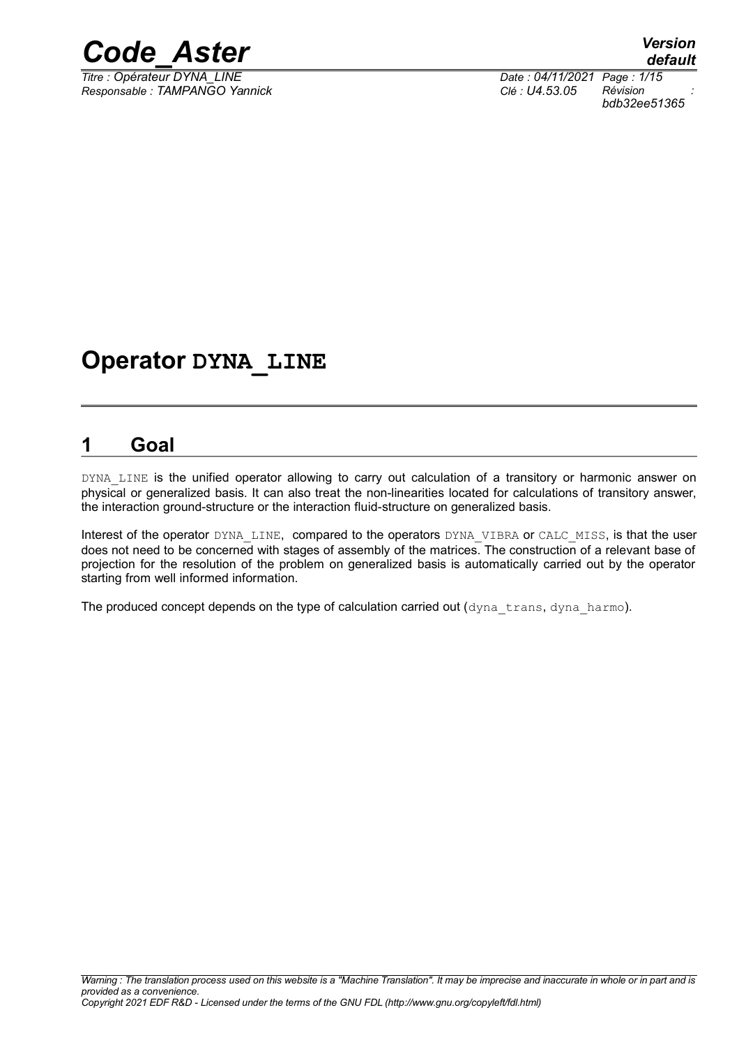# Operator DYNA_LINE

## 1 Goal

DYNA_LINE is the unified operator allowing to carry out calculation of a transitory or harmonic answer on physical or generalized basis. It can also treat the non-linearities located for calculations of transitory answer, the interaction ground-structure or the interaction fluid-structure on generalized basis.

Interest of the operator DYNA_LINE, compared to the operators DYNA_VIBRA or CALC_MISS, is that the user does not need to be concerned with stages of assembly of the matrices. The construction of a relevant base of projection for the resolution of the problem on generalized basis is automatically carried out by the operator starting from well informed information.

The produced concept depends on the type of calculation carried out (dyna_trans, dyna_harmo).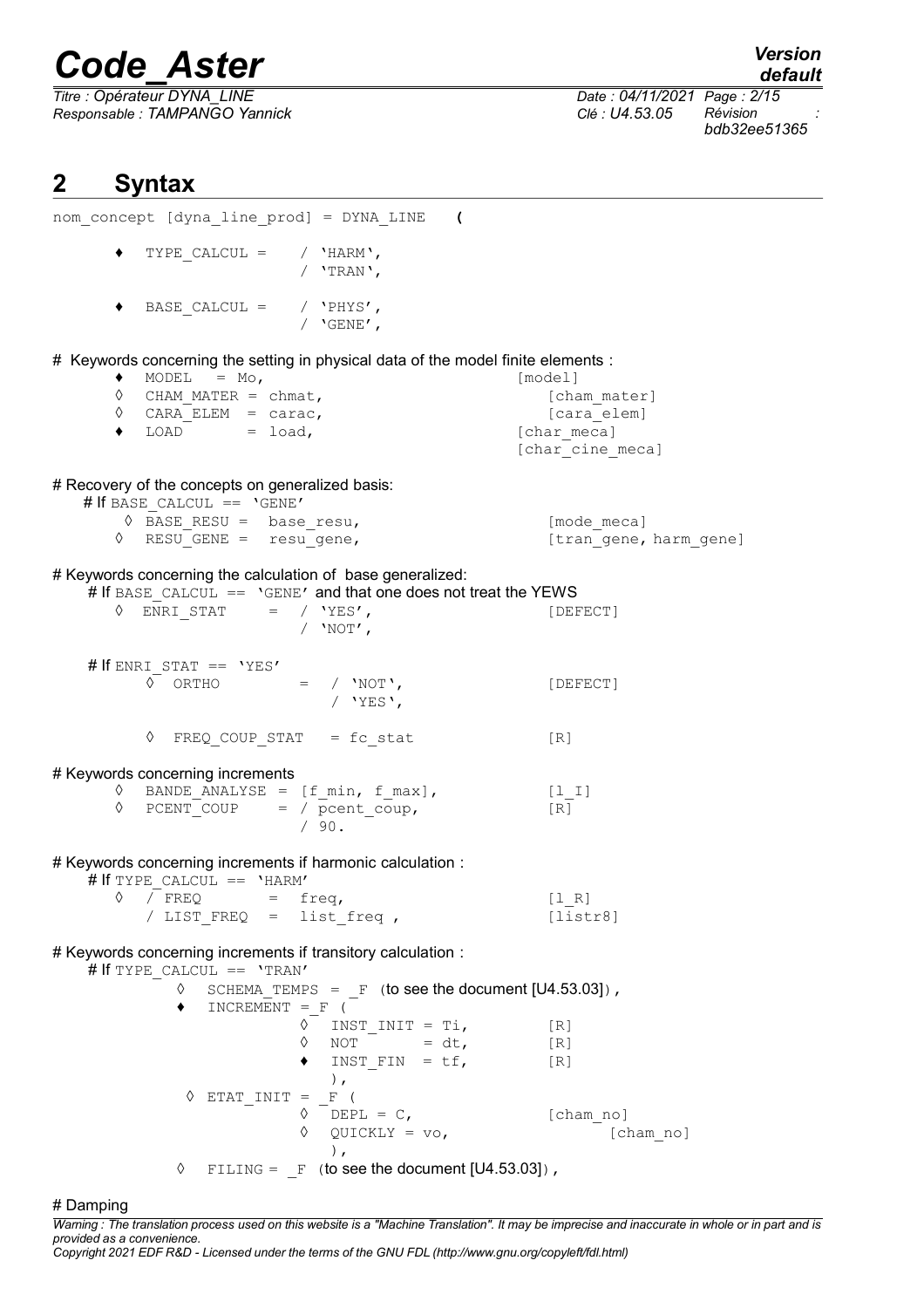## 2 Syntax

```
nom_concept [dyna_line_prod] = DYNA_LINE   (

    ♦  TYPE_CALCUL =    / 'HARM',
                        / 'TRAN',

    ♦  BASE_CALCUL =    / 'PHYS',
                        / 'GENE',
```

# Keywords concerning the setting in physical data of the model finite elements :

```
    ♦  MODEL   = Mo,                              [model]
    ◊  CHAM_MATER = chmat,                        [cham_mater]
    ◊  CARA_ELEM  = carac,                        [cara_elem]
    ♦  LOAD       = load,                         [char_meca]
                                                  [char_cine_meca]
```

# Recovery of the concepts on generalized basis:

```
  # If BASE_CALCUL == 'GENE'
     ◊ BASE_RESU =  base_resu,                    [mode_meca]
     ◊ RESU_GENE =  resu_gene,                    [tran_gene, harm_gene]
```

# Keywords concerning the calculation of base generalized:

```
  # If BASE_CALCUL == 'GENE' and that one does not treat the YEWS
     ◊  ENRI_STAT    =  / 'YES',                  [DEFECT]
                        / 'NOT',

  # If ENRI_STAT == 'YES'
        ◊  ORTHO         =  / 'NOT',              [DEFECT]
                            / 'YES',

        ◊  FREQ_COUP_STAT   = fc_stat             [R]
```

# Keywords concerning increments

```
    ◊  BANDE_ANALYSE = [f_min, f_max],            [l_I]
    ◊  PCENT_COUP    = / pcent_coup,              [R]
                       / 90.
```

# Keywords concerning increments if harmonic calculation :

```
  # If TYPE_CALCUL == 'HARM'
    ◊  / FREQ       =  freq,                      [l_R]
       / LIST_FREQ  =  list_freq ,                [listr8]
```

# Keywords concerning increments if transitory calculation :

```
  # If TYPE_CALCUL == 'TRAN'
         ◊  SCHEMA_TEMPS = _F (to see the document [U4.53.03]),
         ♦  INCREMENT =_F (
                    ◊  INST_INIT = Ti,            [R]
                    ◊  NOT       = dt,            [R]
                    ♦  INST_FIN  = tf,            [R]
                       ),
          ◊ ETAT_INIT = _F (
                    ◊  DEPL = C,                  [cham_no]
                    ◊  QUICKLY = vo,              [cham_no]
                       ),
         ◊  FILING =  _F (to see the document [U4.53.03]),
```

# Damping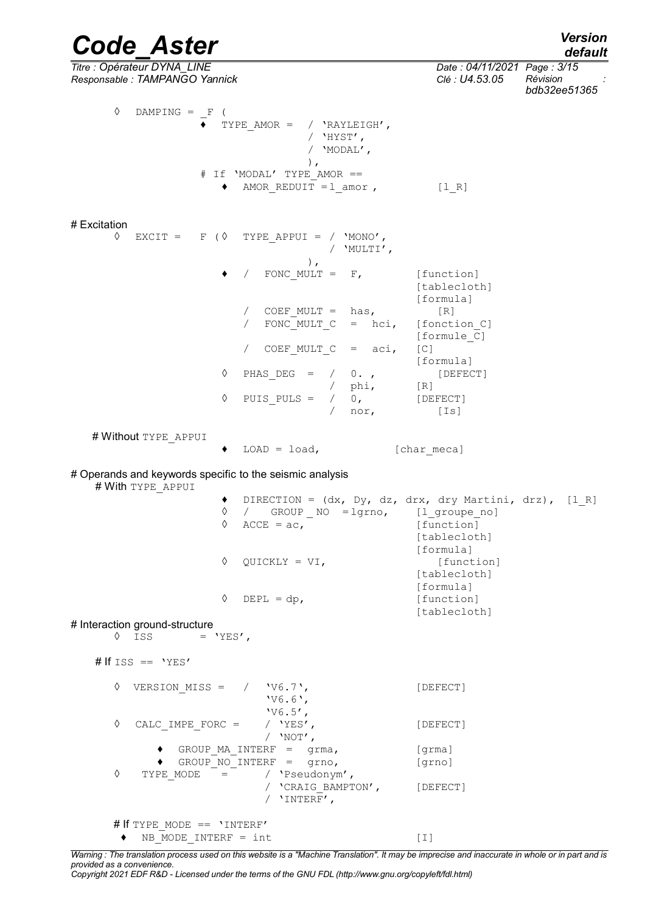```
◊  DAMPING = _F (
              ♦  TYPE_AMOR =  / 'RAYLEIGH',
                              / 'HYST',
                              / 'MODAL',
                              ),
              # If 'MODAL' TYPE_AMOR ==
                 ♦  AMOR_REDUIT =l_amor ,          [l_R]

# Excitation
◊  EXCIT =   F (◊  TYPE_APPUI = / 'MONO',
                                / 'MULTI',
                                ),
                 ♦  /  FONC_MULT =  F,          [function]
                                                [tablecloth]
                                                [formula]
                    /  COEF_MULT =  has,           [R]
                    /  FONC_MULT_C  =  hci,     [fonction_C]
                                                [formule_C]
                    /  COEF_MULT_C  =  aci,     [C]
                                                [formula]
                 ◊  PHAS_DEG  =  /  0. ,           [DEFECT]
                                 /  phi,        [R]
                 ◊  PUIS_PULS =  /  0,          [DEFECT]
                                 /  nor,           [Is]

  # Without TYPE_APPUI
                 ♦  LOAD = load,            [char_meca]

# Operands and keywords specific to the seismic analysis
  # With TYPE_APPUI
                 ♦  DIRECTION = (dx, Dy, dz, drx, dry Martini, drz),  [l_R]
                 ◊  /   GROUP _ NO  =lgrno,     [l_groupe_no]
                 ◊  ACCE = ac,                  [function]
                                                [tablecloth]
                                                [formula]
                 ◊  QUICKLY = VI,                  [function]
                                                [tablecloth]
                                                [formula]
                 ◊  DEPL = dp,                  [function]
                                                [tablecloth]
# Interaction ground-structure
◊  ISS        = 'YES',

  # If ISS == 'YES'

  ◊  VERSION_MISS =  /  'V6.7',                 [DEFECT]
                        'V6.6',
                        'V6.5',
  ◊  CALC_IMPE_FORC =   / 'YES',                [DEFECT]
                        / 'NOT',
       ♦  GROUP_MA_INTERF  =  grma,             [grma]
       ♦  GROUP_NO_INTERF  =  grno,             [grno]
  ◊   TYPE_MODE   =     / 'Pseudonym',
                        / 'CRAIG_BAMPTON',      [DEFECT]
                        / 'INTERF',

  # If TYPE_MODE == 'INTERF'
   ♦  NB_MODE_INTERF = int                      [I]
```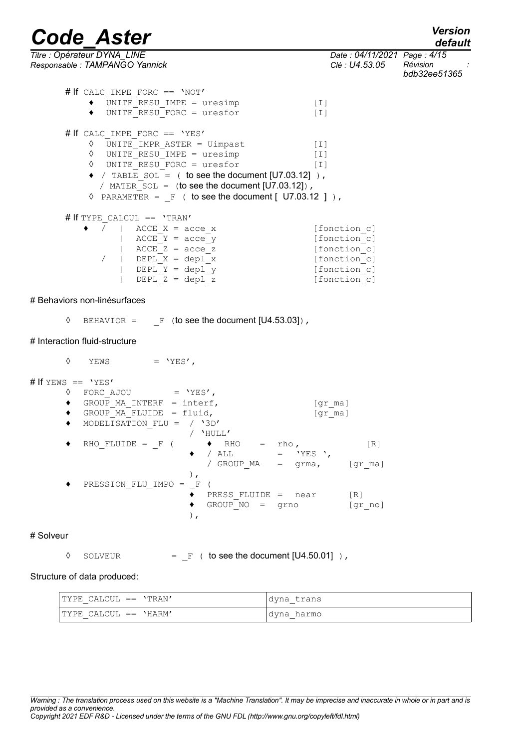```
# If CALC_IMPE_FORC == 'NOT'
    ♦  UNITE_RESU_IMPE = uresimp                    [I]
    ♦  UNITE_RESU_FORC = uresfor                    [I]

# If CALC_IMPE_FORC == 'YES'
    ◊  UNITE_IMPR_ASTER = Uimpast                   [I]
    ◊  UNITE_RESU_IMPE = uresimp                    [I]
    ◊  UNITE_RESU_FORC = uresfor                    [I]
    ♦  / TABLE_SOL = ( to see the document [U7.03.12] ),
       / MATER_SOL = (to see the document [U7.03.12]),
    ◊  PARAMETER = _F ( to see the document [ U7.03.12 ] ),

# If TYPE_CALCUL == 'TRAN'
    ♦  /  |  ACCE_X = acce_x                        [fonction_c]
          |  ACCE_Y = acce_y                        [fonction_c]
          |  ACCE_Z = acce_z                        [fonction_c]
       /  |  DEPL_X = depl_x                        [fonction_c]
          |  DEPL_Y = depl_y                        [fonction_c]
          |  DEPL_Z = depl_z                        [fonction_c]
```

# Behaviors non-linésurfaces

```
    ◊  BEHAVIOR =    _F (to see the document [U4.53.03]),
```

# Interaction fluid-structure

```
    ◊  YEWS          = 'YES',

# If YEWS == 'YES'
    ◊  FORC_AJOU          = 'YES',
    ♦  GROUP_MA_INTERF  = interf,                   [gr_ma]
    ♦  GROUP_MA_FLUIDE  = fluid,                    [gr_ma]
    ♦  MODELISATION_FLU =  / '3D'
                           / 'HULL'
    ♦  RHO_FLUIDE = _F (      ♦  RHO     =  rho,            [R]
                          ♦  / ALL       =  'YES ',
                             / GROUP_MA  =  grma,       [gr_ma]
                          ),
    ♦  PRESSION_FLU_IMPO = _F (
                          ♦  PRESS_FLUIDE =  near       [R]
                          ♦  GROUP_NO  =  grno          [gr_no]
                          ),
```

# Solveur

```
    ◊  SOLVEUR         = _F ( to see the document [U4.50.01] ),
```

Structure of data produced:

| | |
|---|---|
| TYPE_CALCUL == 'TRAN' | dyna_trans |
| TYPE_CALCUL == 'HARM' | dyna_harmo |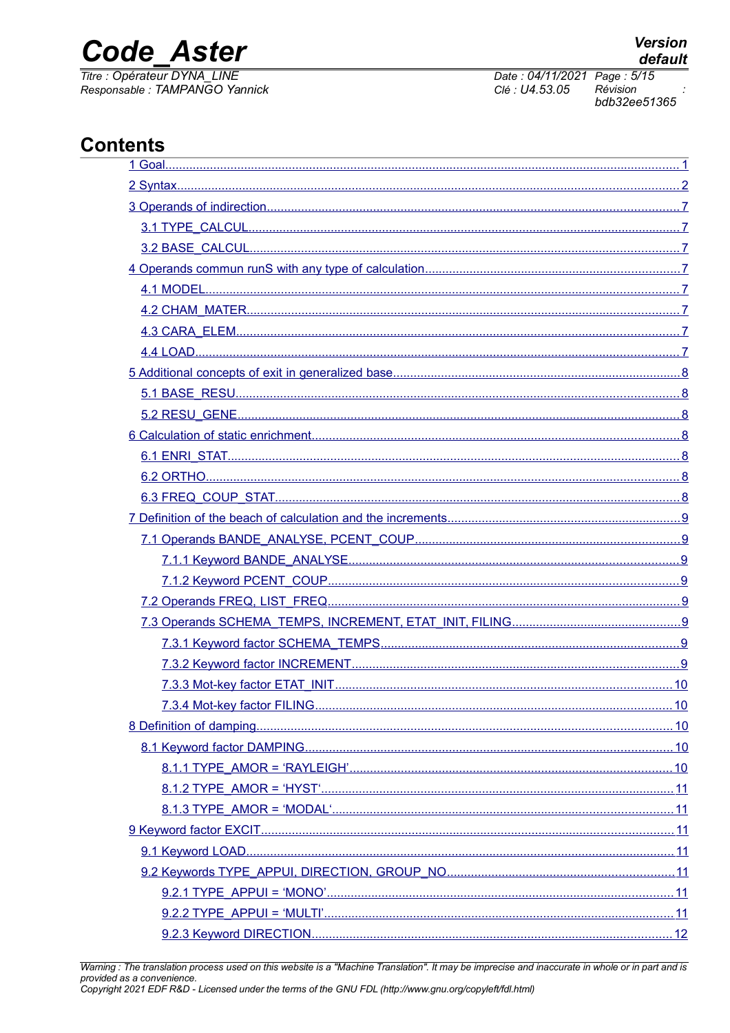## Contents

1 Goal...1

2 Syntax...2

3 Operands of indirection...7

- 3.1 TYPE_CALCUL...7
- 3.2 BASE_CALCUL...7

4 Operands commun runS with any type of calculation...7

- 4.1 MODEL...7
- 4.2 CHAM_MATER...7
- 4.3 CARA_ELEM...7
- 4.4 LOAD...7

5 Additional concepts of exit in generalized base...8

- 5.1 BASE_RESU...8
- 5.2 RESU_GENE...8

6 Calculation of static enrichment...8

- 6.1 ENRI_STAT...8
- 6.2 ORTHO...8
- 6.3 FREQ_COUP_STAT...8

7 Definition of the beach of calculation and the increments...9

- 7.1 Operands BANDE_ANALYSE, PCENT_COUP...9
  - 7.1.1 Keyword BANDE_ANALYSE...9
  - 7.1.2 Keyword PCENT_COUP...9
- 7.2 Operands FREQ, LIST_FREQ...9
- 7.3 Operands SCHEMA_TEMPS, INCREMENT, ETAT_INIT, FILING...9
  - 7.3.1 Keyword factor SCHEMA_TEMPS...9
  - 7.3.2 Keyword factor INCREMENT...9
  - 7.3.3 Mot-key factor ETAT_INIT...10
  - 7.3.4 Mot-key factor FILING...10

8 Definition of damping...10

- 8.1 Keyword factor DAMPING...10
  - 8.1.1 TYPE_AMOR = 'RAYLEIGH'...10
  - 8.1.2 TYPE_AMOR = 'HYST'...11
  - 8.1.3 TYPE_AMOR = 'MODAL'...11

9 Keyword factor EXCIT...11

- 9.1 Keyword LOAD...11
- 9.2 Keywords TYPE_APPUI, DIRECTION, GROUP_NO...11
  - 9.2.1 TYPE_APPUI = 'MONO'...11
  - 9.2.2 TYPE_APPUI = 'MULTI'...11
  - 9.2.3 Keyword DIRECTION...12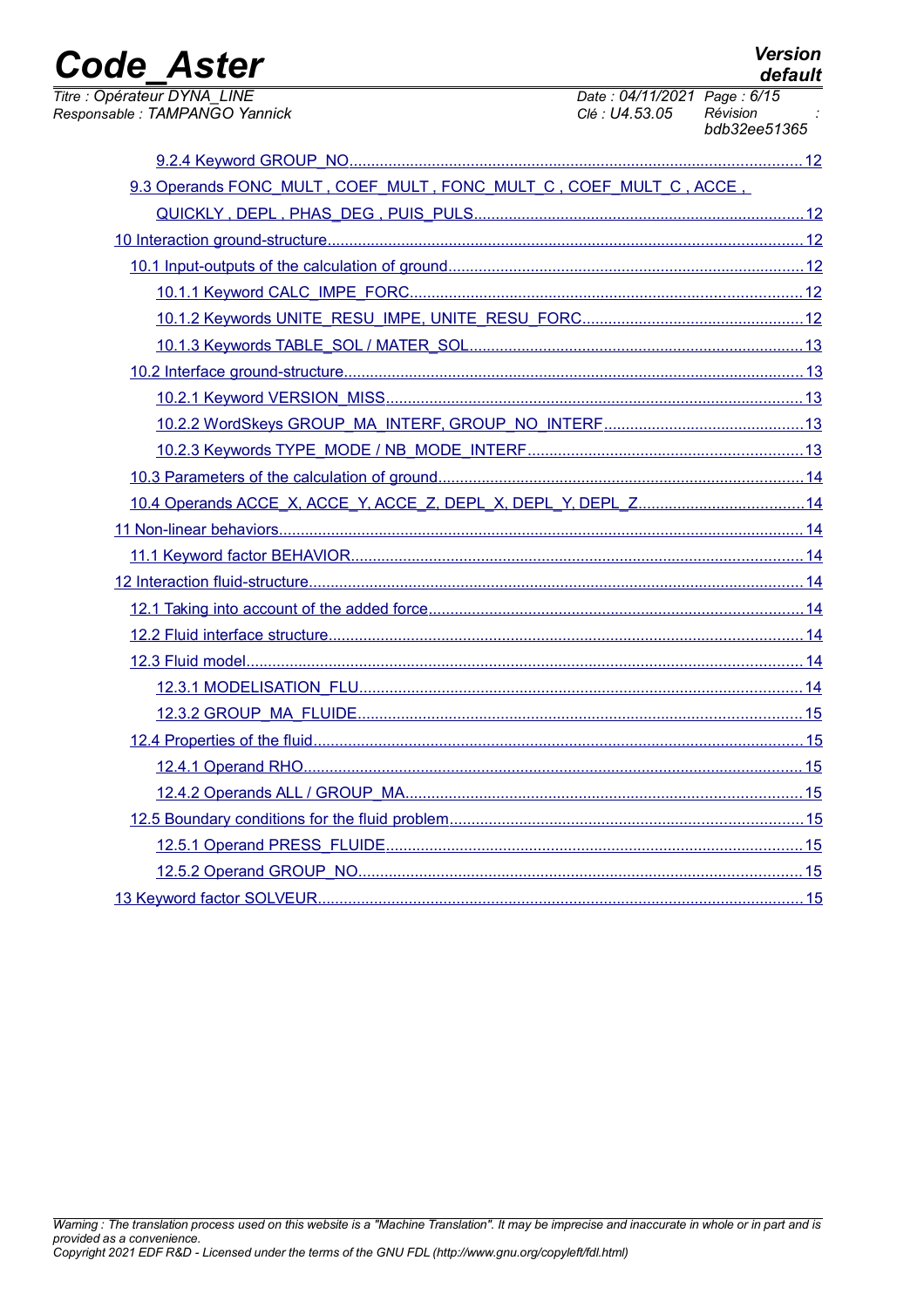9.2.4 Keyword GROUP_NO.......................................................12

9.3 Operands FONC_MULT , COEF_MULT , FONC_MULT_C , COEF_MULT_C , ACCE , QUICKLY , DEPL , PHAS_DEG , PUIS_PULS.......................................................12

10 Interaction ground-structure.......................................................12

10.1 Input-outputs of the calculation of ground.......................................................12

10.1.1 Keyword CALC_IMPE_FORC.......................................................12

10.1.2 Keywords UNITE_RESU_IMPE, UNITE_RESU_FORC.......................................................12

10.1.3 Keywords TABLE_SOL / MATER_SOL.......................................................13

10.2 Interface ground-structure.......................................................13

10.2.1 Keyword VERSION_MISS.......................................................13

10.2.2 WordSkeys GROUP_MA_INTERF, GROUP_NO_INTERF.......................................................13

10.2.3 Keywords TYPE_MODE / NB_MODE_INTERF.......................................................13

10.3 Parameters of the calculation of ground.......................................................14

10.4 Operands ACCE_X, ACCE_Y, ACCE_Z, DEPL_X, DEPL_Y, DEPL_Z.......................................................14

11 Non-linear behaviors.......................................................14

11.1 Keyword factor BEHAVIOR.......................................................14

12 Interaction fluid-structure.......................................................14

12.1 Taking into account of the added force.......................................................14

12.2 Fluid interface structure.......................................................14

12.3 Fluid model.......................................................14

12.3.1 MODELISATION_FLU.......................................................14

12.3.2 GROUP_MA_FLUIDE.......................................................15

12.4 Properties of the fluid.......................................................15

12.4.1 Operand RHO.......................................................15

12.4.2 Operands ALL / GROUP_MA.......................................................15

12.5 Boundary conditions for the fluid problem.......................................................15

12.5.1 Operand PRESS_FLUIDE.......................................................15

12.5.2 Operand GROUP_NO.......................................................15

13 Keyword factor SOLVEUR.......................................................15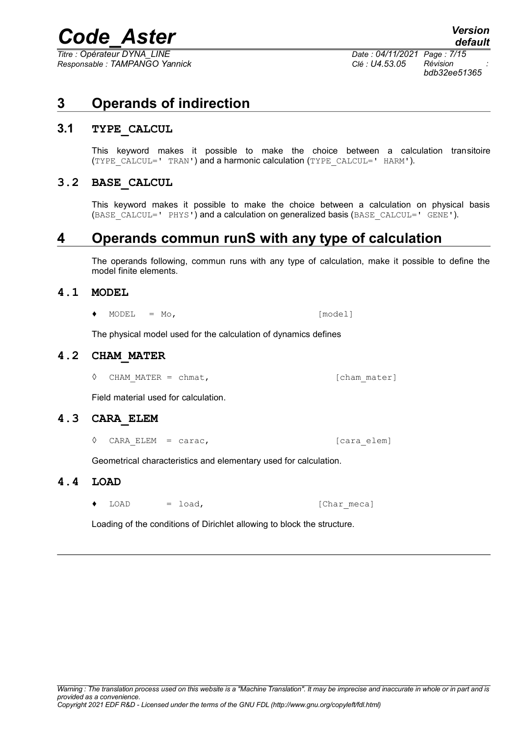# 3 Operands of indirection

## 3.1 TYPE_CALCUL

This keyword makes it possible to make the choice between a calculation transitoire (`TYPE_CALCUL=' TRAN'`) and a harmonic calculation (`TYPE_CALCUL=' HARM'`).

## 3.2 BASE_CALCUL

This keyword makes it possible to make the choice between a calculation on physical basis (`BASE_CALCUL=' PHYS'`) and a calculation on generalized basis (`BASE_CALCUL=' GENE'`).

# 4 Operands commun runS with any type of calculation

The operands following, commun runs with any type of calculation, make it possible to define the model finite elements.

## 4.1 MODEL

```
♦ MODEL  = Mo,                          [model]
```

The physical model used for the calculation of dynamics defines

## 4.2 CHAM_MATER

```
◊ CHAM_MATER = chmat,                   [cham_mater]
```

Field material used for calculation.

## 4.3 CARA_ELEM

```
◊ CARA_ELEM  = carac,                   [cara_elem]
```

Geometrical characteristics and elementary used for calculation.

## 4.4 LOAD

```
♦ LOAD       = load,                    [Char_meca]
```

Loading of the conditions of Dirichlet allowing to block the structure.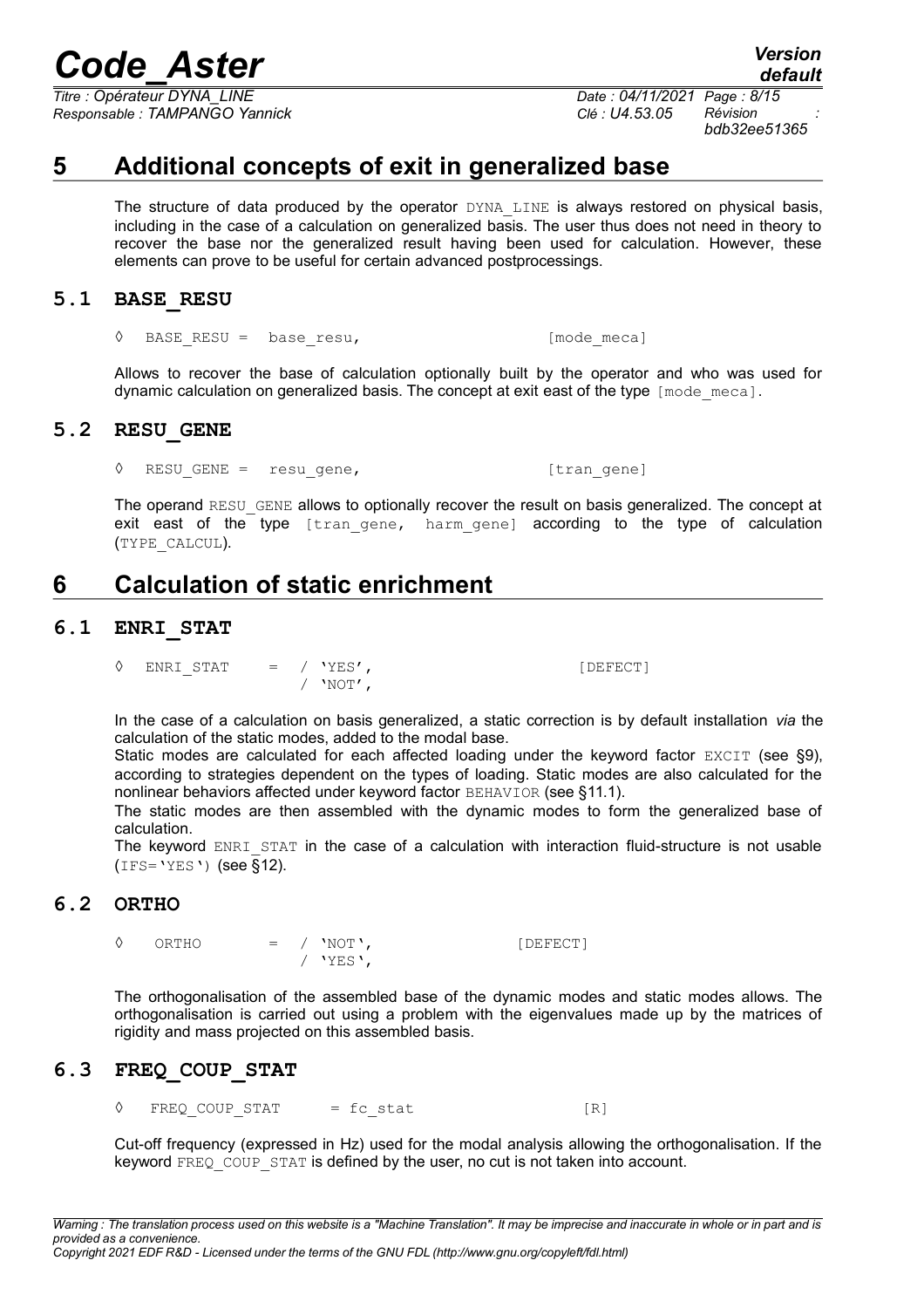# 5 Additional concepts of exit in generalized base

The structure of data produced by the operator DYNA_LINE is always restored on physical basis, including in the case of a calculation on generalized basis. The user thus does not need in theory to recover the base nor the generalized result having been used for calculation. However, these elements can prove to be useful for certain advanced postprocessings.

## 5.1 BASE_RESU

```
◊  BASE_RESU =  base_resu,                    [mode_meca]
```

Allows to recover the base of calculation optionally built by the operator and who was used for dynamic calculation on generalized basis. The concept at exit east of the type [mode_meca].

## 5.2 RESU_GENE

```
◊  RESU_GENE =  resu_gene,                    [tran_gene]
```

The operand RESU_GENE allows to optionally recover the result on basis generalized. The concept at exit east of the type [tran_gene, harm_gene] according to the type of calculation (TYPE_CALCUL).

# 6 Calculation of static enrichment

## 6.1 ENRI_STAT

```
◊  ENRI_STAT     =  / 'YES',                  [DEFECT]
                    / 'NOT',
```

In the case of a calculation on basis generalized, a static correction is by default installation *via* the calculation of the static modes, added to the modal base.

Static modes are calculated for each affected loading under the keyword factor EXCIT (see §9), according to strategies dependent on the types of loading. Static modes are also calculated for the nonlinear behaviors affected under keyword factor BEHAVIOR (see §11.1).

The static modes are then assembled with the dynamic modes to form the generalized base of calculation.

The keyword ENRI_STAT in the case of a calculation with interaction fluid-structure is not usable (IFS='YES') (see §12).

## 6.2 ORTHO

```
◊   ORTHO        =  / 'NOT',               [DEFECT]
                    / 'YES',
```

The orthogonalisation of the assembled base of the dynamic modes and static modes allows. The orthogonalisation is carried out using a problem with the eigenvalues made up by the matrices of rigidity and mass projected on this assembled basis.

## 6.3 FREQ_COUP_STAT

```
◊  FREQ_COUP_STAT     = fc_stat                [R]
```

Cut-off frequency (expressed in Hz) used for the modal analysis allowing the orthogonalisation. If the keyword FREQ_COUP_STAT is defined by the user, no cut is not taken into account.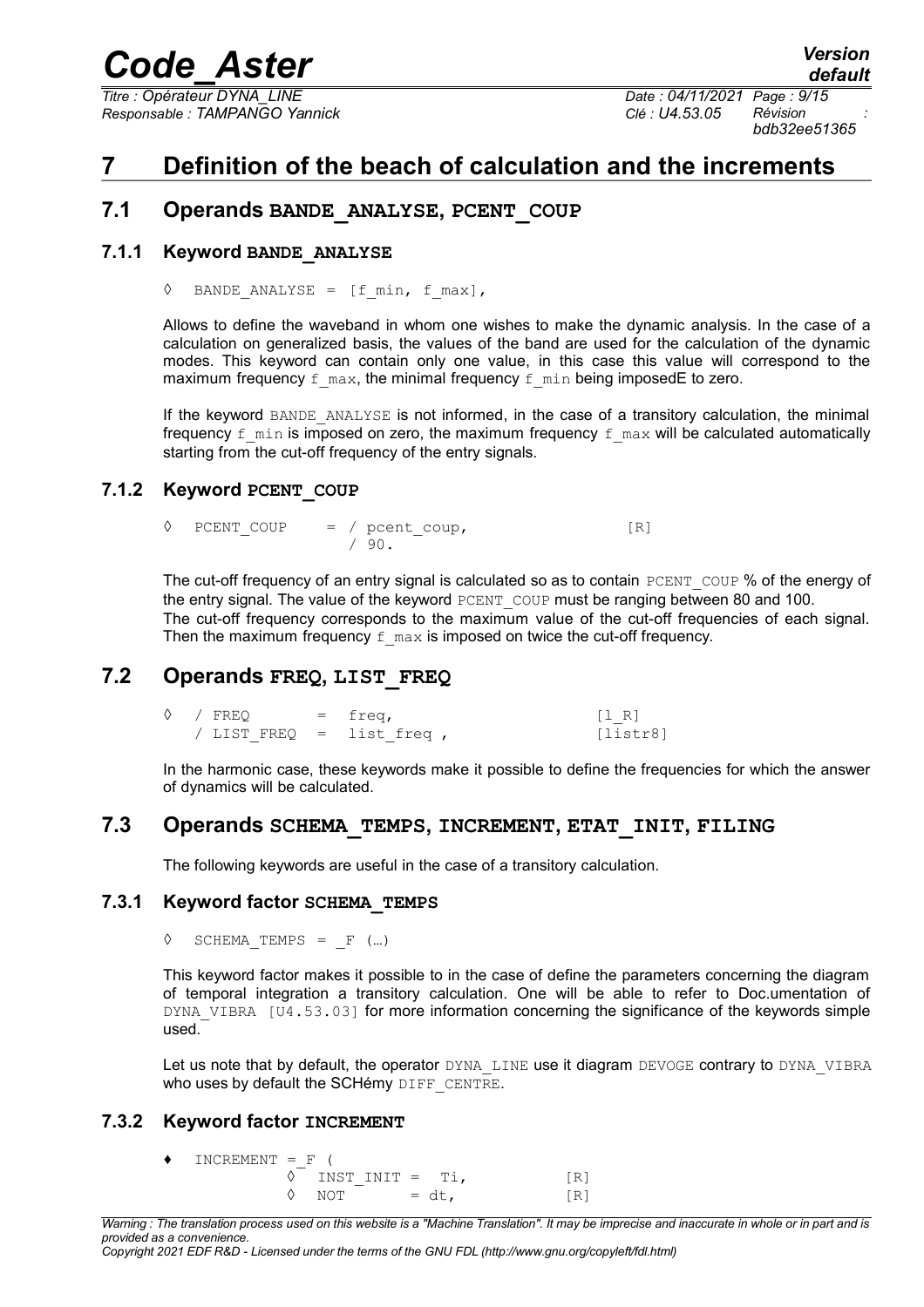# 7 Definition of the beach of calculation and the increments

## 7.1 Operands BANDE_ANALYSE, PCENT_COUP

### 7.1.1 Keyword BANDE_ANALYSE

```
◊  BANDE_ANALYSE = [f_min, f_max],
```

Allows to define the waveband in whom one wishes to make the dynamic analysis. In the case of a calculation on generalized basis, the values of the band are used for the calculation of the dynamic modes. This keyword can contain only one value, in this case this value will correspond to the maximum frequency f_max, the minimal frequency f_min being imposedE to zero.

If the keyword BANDE_ANALYSE is not informed, in the case of a transitory calculation, the minimal frequency f_min is imposed on zero, the maximum frequency f_max will be calculated automatically starting from the cut-off frequency of the entry signals.

### 7.1.2 Keyword PCENT_COUP

```
◊  PCENT_COUP    = / pcent_coup,              [R]
                   / 90.
```

The cut-off frequency of an entry signal is calculated so as to contain PCENT_COUP % of the energy of the entry signal. The value of the keyword PCENT_COUP must be ranging between 80 and 100.
The cut-off frequency corresponds to the maximum value of the cut-off frequencies of each signal. Then the maximum frequency f_max is imposed on twice the cut-off frequency.

## 7.2 Operands FREQ, LIST_FREQ

```
◊  / FREQ       =  freq,                  [l_R]
   / LIST_FREQ  =  list_freq ,            [listr8]
```

In the harmonic case, these keywords make it possible to define the frequencies for which the answer of dynamics will be calculated.

## 7.3 Operands SCHEMA_TEMPS, INCREMENT, ETAT_INIT, FILING

The following keywords are useful in the case of a transitory calculation.

### 7.3.1 Keyword factor SCHEMA_TEMPS

```
◊  SCHEMA_TEMPS = _F (…)
```

This keyword factor makes it possible to in the case of define the parameters concerning the diagram of temporal integration a transitory calculation. One will be able to refer to Doc.umentation of DYNA_VIBRA [U4.53.03] for more information concerning the significance of the keywords simple used.

Let us note that by default, the operator DYNA_LINE use it diagram DEVOGE contrary to DYNA_VIBRA who uses by default the SCHémy DIFF_CENTRE.

### 7.3.2 Keyword factor INCREMENT

```
♦   INCREMENT =_F (
            ◊  INST_INIT =  Ti,           [R]
            ◊  NOT       = dt,            [R]
```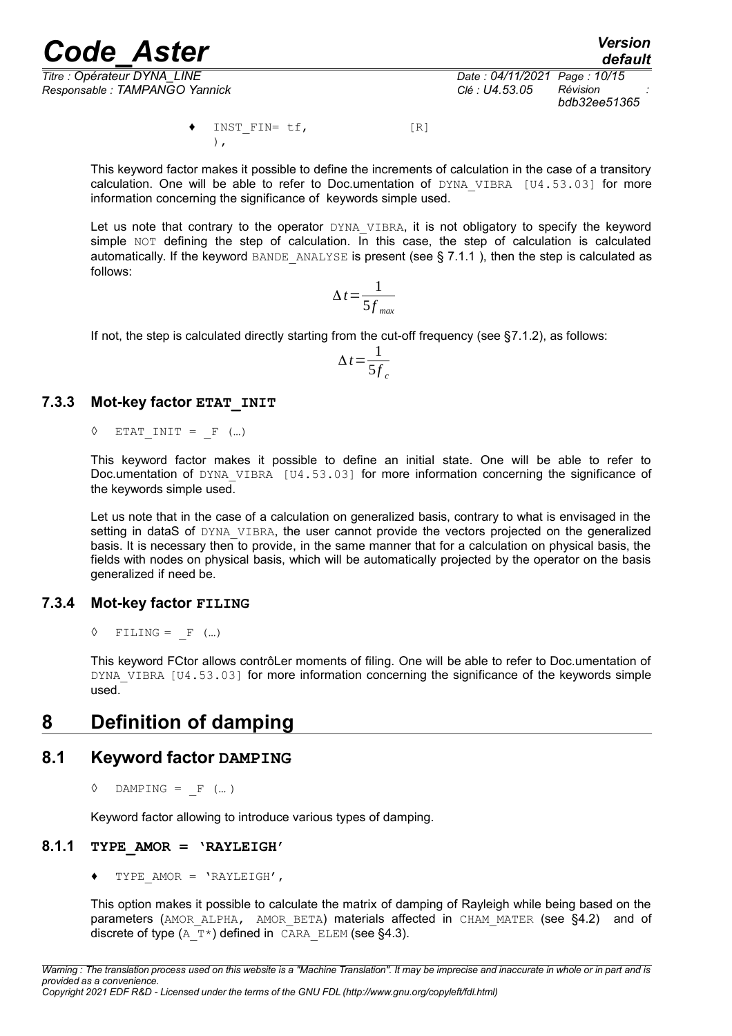♦ INST_FIN= tf, [R]
),

This keyword factor makes it possible to define the increments of calculation in the case of a transitory calculation. One will be able to refer to Doc.umentation of DYNA_VIBRA [U4.53.03] for more information concerning the significance of keywords simple used.

Let us note that contrary to the operator DYNA_VIBRA, it is not obligatory to specify the keyword simple NOT defining the step of calculation. In this case, the step of calculation is calculated automatically. If the keyword BANDE_ANALYSE is present (see § 7.1.1 ), then the step is calculated as follows:

$$\Delta t = \frac{1}{5 f_{max}}$$

If not, the step is calculated directly starting from the cut-off frequency (see §7.1.2), as follows:

$$\Delta t = \frac{1}{5 f_c}$$

### 7.3.3 Mot-key factor ETAT_INIT

◊ ETAT_INIT = _F (…)

This keyword factor makes it possible to define an initial state. One will be able to refer to Doc.umentation of DYNA_VIBRA [U4.53.03] for more information concerning the significance of the keywords simple used.

Let us note that in the case of a calculation on generalized basis, contrary to what is envisaged in the setting in dataS of DYNA_VIBRA, the user cannot provide the vectors projected on the generalized basis. It is necessary then to provide, in the same manner that for a calculation on physical basis, the fields with nodes on physical basis, which will be automatically projected by the operator on the basis generalized if need be.

### 7.3.4 Mot-key factor FILING

◊ FILING = _F (…)

This keyword FCtor allows contrôLer moments of filing. One will be able to refer to Doc.umentation of DYNA_VIBRA [U4.53.03] for more information concerning the significance of the keywords simple used.

# 8 Definition of damping

## 8.1 Keyword factor DAMPING

◊ DAMPING = _F (… )

Keyword factor allowing to introduce various types of damping.

### 8.1.1 TYPE_AMOR = 'RAYLEIGH'

♦ TYPE_AMOR = 'RAYLEIGH',

This option makes it possible to calculate the matrix of damping of Rayleigh while being based on the parameters (AMOR_ALPHA, AMOR_BETA) materials affected in CHAM_MATER (see §4.2) and of discrete of type (A_T*) defined in CARA_ELEM (see §4.3).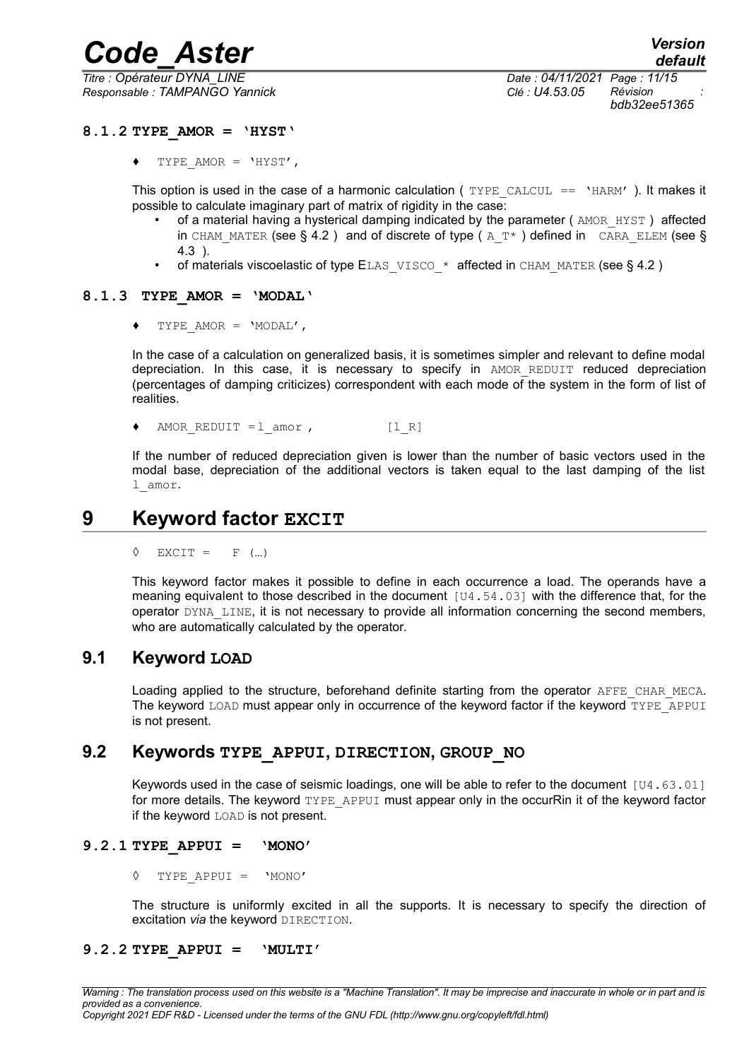### 8.1.2 TYPE_AMOR = 'HYST'

♦ TYPE_AMOR = 'HYST',

This option is used in the case of a harmonic calculation ( TYPE_CALCUL == 'HARM' ). It makes it possible to calculate imaginary part of matrix of rigidity in the case:

- of a material having a hysterical damping indicated by the parameter ( AMOR_HYST ) affected in CHAM_MATER (see § 4.2 ) and of discrete of type ( A_T* ) defined in CARA_ELEM (see § 4.3 ).
- of materials viscoelastic of type ELAS_VISCO_* affected in CHAM_MATER (see § 4.2 )

### 8.1.3 TYPE_AMOR = 'MODAL'

♦ TYPE_AMOR = 'MODAL',

In the case of a calculation on generalized basis, it is sometimes simpler and relevant to define modal depreciation. In this case, it is necessary to specify in AMOR_REDUIT reduced depreciation (percentages of damping criticizes) correspondent with each mode of the system in the form of list of realities.

♦ AMOR_REDUIT =l_amor , [l_R]

If the number of reduced depreciation given is lower than the number of basic vectors used in the modal base, depreciation of the additional vectors is taken equal to the last damping of the list l_amor.

# 9 Keyword factor EXCIT

◊ EXCIT = F (…)

This keyword factor makes it possible to define in each occurrence a load. The operands have a meaning equivalent to those described in the document [U4.54.03] with the difference that, for the operator DYNA_LINE, it is not necessary to provide all information concerning the second members, who are automatically calculated by the operator.

## 9.1 Keyword LOAD

Loading applied to the structure, beforehand definite starting from the operator AFFE_CHAR_MECA. The keyword LOAD must appear only in occurrence of the keyword factor if the keyword TYPE_APPUI is not present.

## 9.2 Keywords TYPE_APPUI, DIRECTION, GROUP_NO

Keywords used in the case of seismic loadings, one will be able to refer to the document [U4.63.01] for more details. The keyword TYPE_APPUI must appear only in the occurRin it of the keyword factor if the keyword LOAD is not present.

### 9.2.1 TYPE_APPUI = 'MONO'

◊ TYPE_APPUI = 'MONO'

The structure is uniformly excited in all the supports. It is necessary to specify the direction of excitation *via* the keyword DIRECTION.

### 9.2.2 TYPE_APPUI = 'MULTI'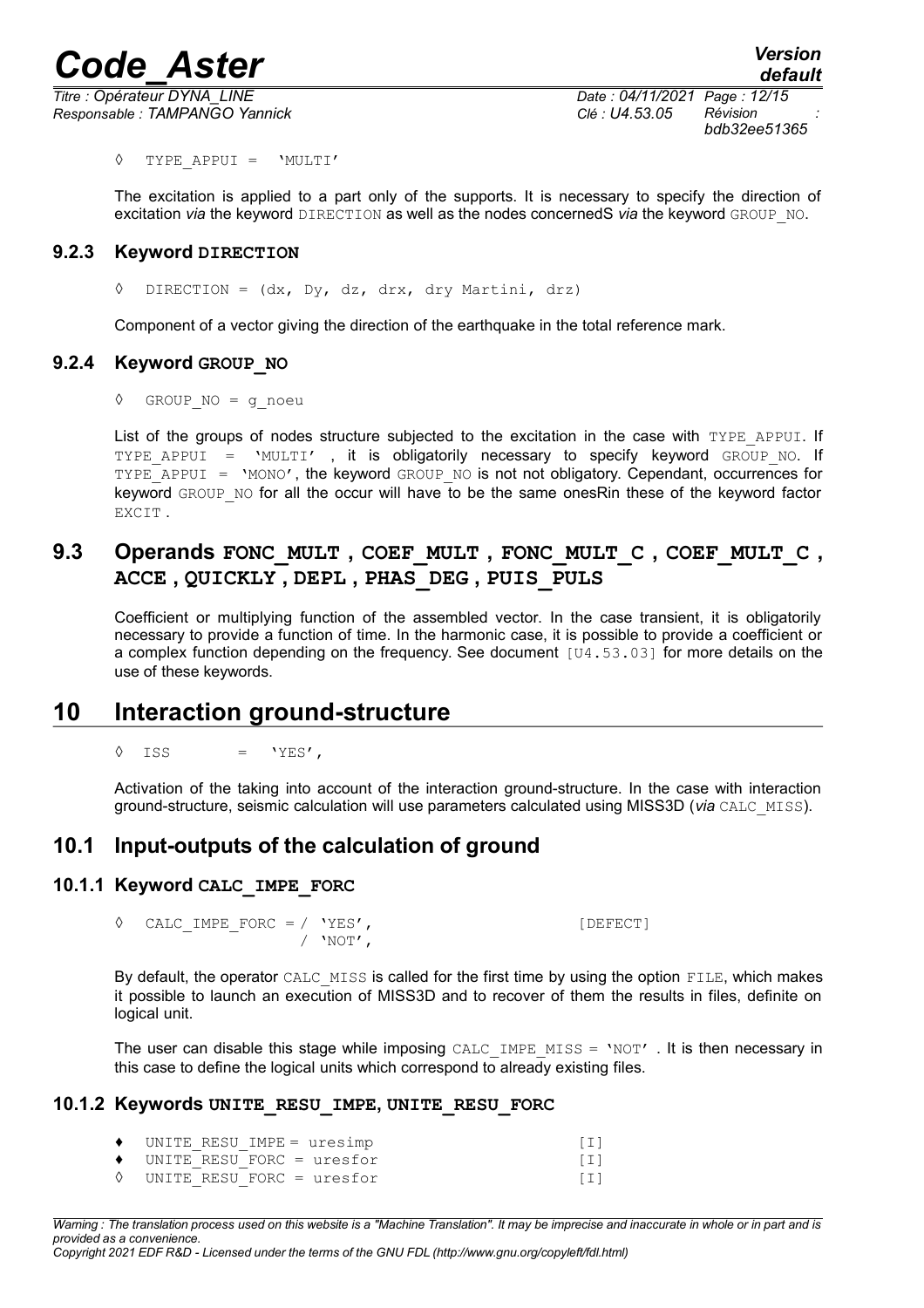◊ TYPE_APPUI = 'MULTI'

The excitation is applied to a part only of the supports. It is necessary to specify the direction of excitation *via* the keyword DIRECTION as well as the nodes concernedS *via* the keyword GROUP_NO.

### 9.2.3 Keyword DIRECTION

◊ DIRECTION = (dx, Dy, dz, drx, dry Martini, drz)

Component of a vector giving the direction of the earthquake in the total reference mark.

### 9.2.4 Keyword GROUP_NO

◊ GROUP_NO = g_noeu

List of the groups of nodes structure subjected to the excitation in the case with TYPE_APPUI. If TYPE_APPUI = 'MULTI' , it is obligatorily necessary to specify keyword GROUP_NO. If TYPE_APPUI = 'MONO', the keyword GROUP_NO is not not obligatory. Cependant, occurrences for keyword GROUP_NO for all the occur will have to be the same onesRin these of the keyword factor EXCIT.

## 9.3 Operands FONC_MULT , COEF_MULT , FONC_MULT_C , COEF_MULT_C , ACCE , QUICKLY , DEPL , PHAS_DEG , PUIS_PULS

Coefficient or multiplying function of the assembled vector. In the case transient, it is obligatorily necessary to provide a function of time. In the harmonic case, it is possible to provide a coefficient or a complex function depending on the frequency. See document [U4.53.03] for more details on the use of these keywords.

# 10 Interaction ground-structure

◊ ISS = 'YES',

Activation of the taking into account of the interaction ground-structure. In the case with interaction ground-structure, seismic calculation will use parameters calculated using MISS3D (*via* CALC_MISS).

## 10.1 Input-outputs of the calculation of ground

### 10.1.1 Keyword CALC_IMPE_FORC

```
◊  CALC_IMPE_FORC = / 'YES',                    [DEFECT]
                    / 'NOT',
```

By default, the operator CALC_MISS is called for the first time by using the option FILE, which makes it possible to launch an execution of MISS3D and to recover of them the results in files, definite on logical unit.

The user can disable this stage while imposing CALC_IMPE_MISS = 'NOT' . It is then necessary in this case to define the logical units which correspond to already existing files.

### 10.1.2 Keywords UNITE_RESU_IMPE, UNITE_RESU_FORC

```
♦  UNITE_RESU_IMPE = uresimp                    [I]
♦  UNITE_RESU_FORC = uresfor                    [I]
◊  UNITE_RESU_FORC = uresfor                    [I]
```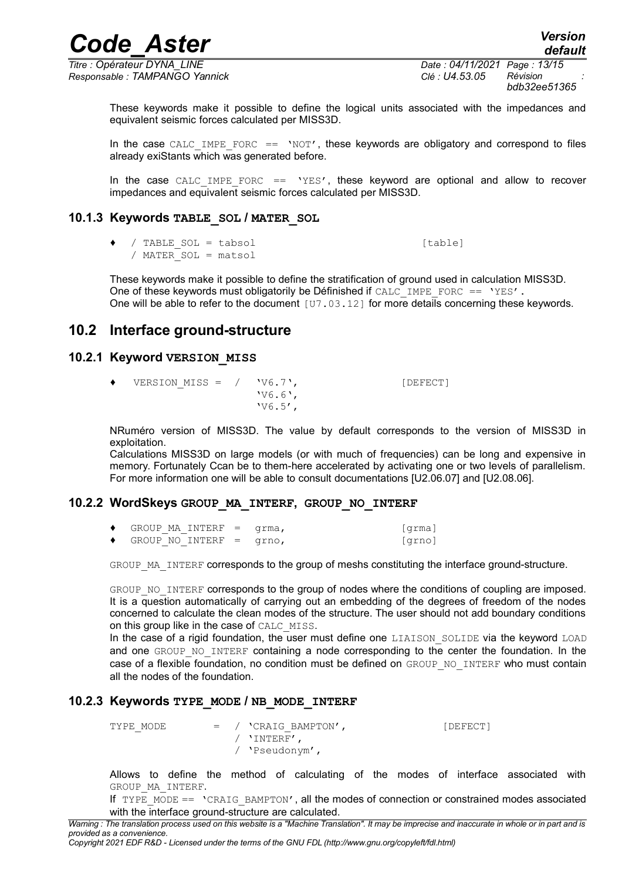These keywords make it possible to define the logical units associated with the impedances and equivalent seismic forces calculated per MISS3D.

In the case `CALC_IMPE_FORC == 'NOT'`, these keywords are obligatory and correspond to files already exiStants which was generated before.

In the case `CALC_IMPE_FORC == 'YES'`, these keyword are optional and allow to recover impedances and equivalent seismic forces calculated per MISS3D.

### 10.1.3 Keywords TABLE_SOL / MATER_SOL

```
♦  / TABLE_SOL = tabsol                    [table]
   / MATER_SOL = matsol
```

These keywords make it possible to define the stratification of ground used in calculation MISS3D. One of these keywords must obligatorily be Définished if `CALC_IMPE_FORC == 'YES'`.
One will be able to refer to the document [U7.03.12] for more details concerning these keywords.

## 10.2 Interface ground-structure

### 10.2.1 Keyword VERSION_MISS

```
♦  VERSION_MISS =  /  'V6.7',              [DEFECT]
                      'V6.6',
                      'V6.5',
```

NRuméro version of MISS3D. The value by default corresponds to the version of MISS3D in exploitation.
Calculations MISS3D on large models (or with much of frequencies) can be long and expensive in memory. Fortunately Ccan be to them-here accelerated by activating one or two levels of parallelism. For more information one will be able to consult documentations [U2.06.07] and [U2.08.06].

### 10.2.2 WordSkeys GROUP_MA_INTERF, GROUP_NO_INTERF

```
♦  GROUP_MA_INTERF =  grma,               [grma]
♦  GROUP_NO_INTERF =  grno,               [grno]
```

`GROUP_MA_INTERF` corresponds to the group of meshs constituting the interface ground-structure.

`GROUP_NO_INTERF` corresponds to the group of nodes where the conditions of coupling are imposed. It is a question automatically of carrying out an embedding of the degrees of freedom of the nodes concerned to calculate the clean modes of the structure. The user should not add boundary conditions on this group like in the case of `CALC_MISS`.
In the case of a rigid foundation, the user must define one `LIAISON_SOLIDE` via the keyword `LOAD` and one `GROUP_NO_INTERF` containing a node corresponding to the center the foundation. In the case of a flexible foundation, no condition must be defined on `GROUP_NO_INTERF` who must contain all the nodes of the foundation.

### 10.2.3 Keywords TYPE_MODE / NB_MODE_INTERF

```
TYPE_MODE       =  / 'CRAIG_BAMPTON',            [DEFECT]
                   / 'INTERF',
                   / 'Pseudonym',
```

Allows to define the method of calculating of the modes of interface associated with `GROUP_MA_INTERF`.
If `TYPE_MODE == 'CRAIG_BAMPTON'`, all the modes of connection or constrained modes associated with the interface ground-structure are calculated.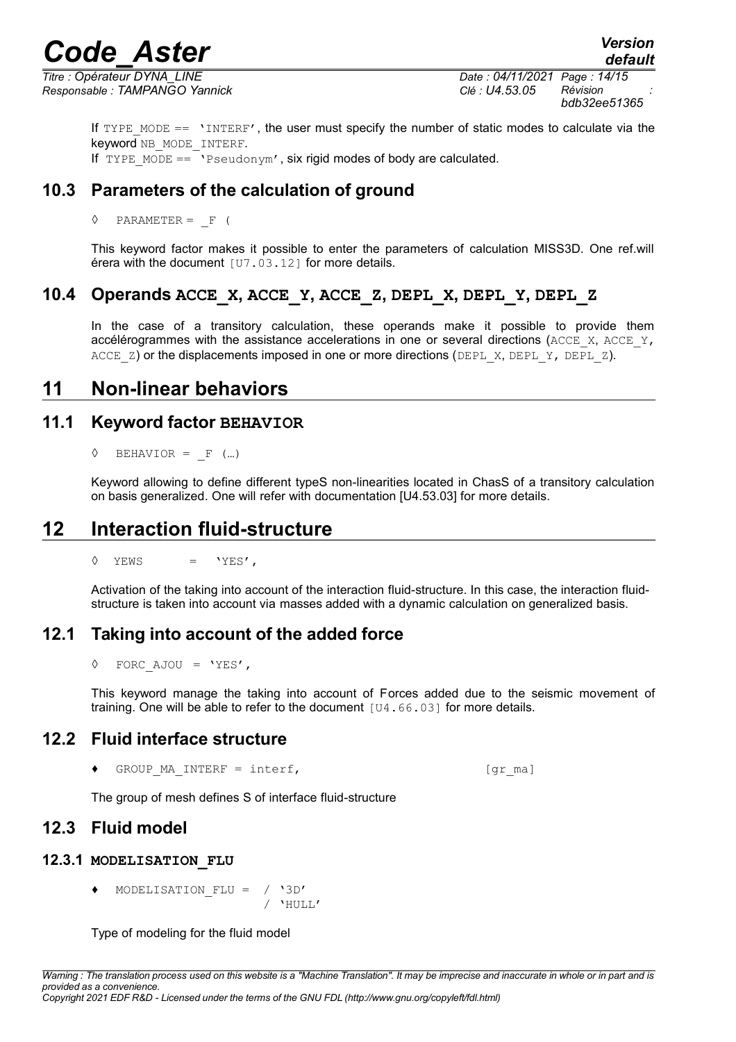If TYPE_MODE == 'INTERF', the user must specify the number of static modes to calculate via the keyword NB_MODE_INTERF.

If TYPE_MODE == 'Pseudonym', six rigid modes of body are calculated.

## 10.3 Parameters of the calculation of ground

◊ PARAMETER = _F (

This keyword factor makes it possible to enter the parameters of calculation MISS3D. One ref.will érera with the document [U7.03.12] for more details.

## 10.4 Operands ACCE_X, ACCE_Y, ACCE_Z, DEPL_X, DEPL_Y, DEPL_Z

In the case of a transitory calculation, these operands make it possible to provide them accélérogrammes with the assistance accelerations in one or several directions (ACCE_X, ACCE_Y, ACCE_Z) or the displacements imposed in one or more directions (DEPL_X, DEPL_Y, DEPL_Z).

# 11 Non-linear behaviors

## 11.1 Keyword factor BEHAVIOR

◊ BEHAVIOR = _F (…)

Keyword allowing to define different typeS non-linearities located in ChasS of a transitory calculation on basis generalized. One will refer with documentation [U4.53.03] for more details.

# 12 Interaction fluid-structure

◊ YEWS = 'YES',

Activation of the taking into account of the interaction fluid-structure. In this case, the interaction fluid-structure is taken into account via masses added with a dynamic calculation on generalized basis.

## 12.1 Taking into account of the added force

◊ FORC_AJOU = 'YES',

This keyword manage the taking into account of Forces added due to the seismic movement of training. One will be able to refer to the document [U4.66.03] for more details.

## 12.2 Fluid interface structure

♦ GROUP_MA_INTERF = interf, [gr_ma]

The group of mesh defines S of interface fluid-structure

## 12.3 Fluid model

### 12.3.1 MODELISATION_FLU

```
♦ MODELISATION_FLU = / '3D'
                     / 'HULL'
```

Type of modeling for the fluid model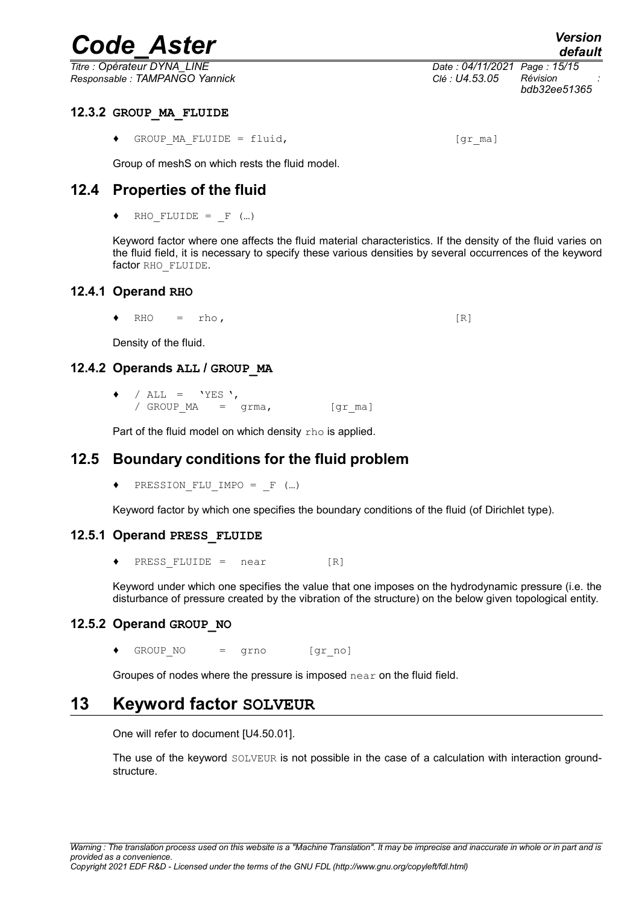### 12.3.2 GROUP_MA_FLUIDE

♦ GROUP_MA_FLUIDE = fluid, [gr_ma]

Group of meshS on which rests the fluid model.

## 12.4 Properties of the fluid

♦ RHO_FLUIDE = _F (…)

Keyword factor where one affects the fluid material characteristics. If the density of the fluid varies on the fluid field, it is necessary to specify these various densities by several occurrences of the keyword factor RHO_FLUIDE.

### 12.4.1 Operand RHO

♦ RHO = rho, [R]

Density of the fluid.

### 12.4.2 Operands ALL / GROUP_MA

♦ / ALL = 'YES ',
/ GROUP_MA = grma, [gr_ma]

Part of the fluid model on which density rho is applied.

## 12.5 Boundary conditions for the fluid problem

♦ PRESSION_FLU_IMPO = _F (…)

Keyword factor by which one specifies the boundary conditions of the fluid (of Dirichlet type).

### 12.5.1 Operand PRESS_FLUIDE

♦ PRESS_FLUIDE = near [R]

Keyword under which one specifies the value that one imposes on the hydrodynamic pressure (i.e. the disturbance of pressure created by the vibration of the structure) on the below given topological entity.

### 12.5.2 Operand GROUP_NO

♦ GROUP_NO = grno [gr_no]

Groupes of nodes where the pressure is imposed near on the fluid field.

# 13 Keyword factor SOLVEUR

One will refer to document [U4.50.01].

The use of the keyword SOLVEUR is not possible in the case of a calculation with interaction ground-structure.